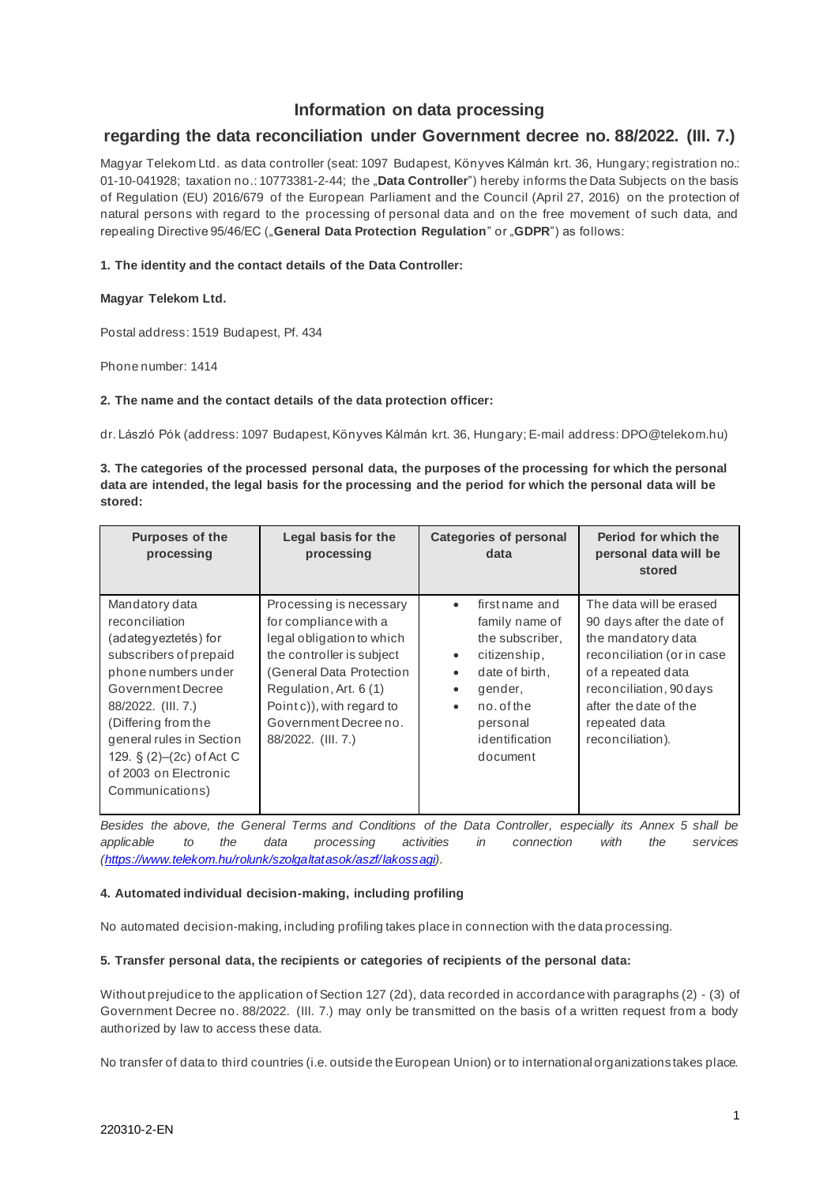# Information on data processing

## regarding the data reconciliation under Government decree no. 88/2022. (III. 7.)

Magyar Telekom Ltd. as data controller (seat: 1097 Budapest, Könyves Kálmán krt. 36, Hungary; registration no.: 01-10-041928; taxation no.: 10773381-2-44; the „**Data Controller**") hereby informs the Data Subjects on the basis of Regulation (EU) 2016/679 of the European Parliament and the Council (April 27, 2016) on the protection of natural persons with regard to the processing of personal data and on the free movement of such data, and repealing Directive 95/46/EC („**General Data Protection Regulation**" or „**GDPR**") as follows:

**1. The identity and the contact details of the Data Controller:**

**Magyar Telekom Ltd.**

Postal address: 1519 Budapest, Pf. 434

Phone number: 1414

**2. The name and the contact details of the data protection officer:**

dr. László Pók (address: 1097 Budapest, Könyves Kálmán krt. 36, Hungary; E-mail address: DPO@telekom.hu)

**3. The categories of the processed personal data, the purposes of the processing for which the personal data are intended, the legal basis for the processing and the period for which the personal data will be stored:**

| Purposes of the processing | Legal basis for the processing | Categories of personal data | Period for which the personal data will be stored |
|---|---|---|---|
| Mandatory data reconciliation (adategyeztetés) for subscribers of prepaid phone numbers under Government Decree 88/2022. (III. 7.) (Differing from the general rules in Section 129. § (2)–(2c) of Act C of 2003 on Electronic Communications) | Processing is necessary for compliance with a legal obligation to which the controller is subject (General Data Protection Regulation, Art. 6 (1) Point c)), with regard to Government Decree no. 88/2022. (III. 7.) | • first name and family name of the subscriber,<br>• citizenship,<br>• date of birth,<br>• gender,<br>• no. of the personal identification document | The data will be erased 90 days after the date of the mandatory data reconciliation (or in case of a repeated data reconciliation, 90 days after the date of the repeated data reconciliation). |

*Besides the above, the General Terms and Conditions of the Data Controller, especially its Annex 5 shall be applicable to the data processing activities in connection with the services (https://www.telekom.hu/rolunk/szolgaltatasok/aszf/lakossagi).*

**4. Automated individual decision-making, including profiling**

No automated decision-making, including profiling takes place in connection with the data processing.

**5. Transfer personal data, the recipients or categories of recipients of the personal data:**

Without prejudice to the application of Section 127 (2d), data recorded in accordance with paragraphs (2) - (3) of Government Decree no. 88/2022. (III. 7.) may only be transmitted on the basis of a written request from a body authorized by law to access these data.

No transfer of data to third countries (i.e. outside the European Union) or to international organizations takes place.

220310-2-EN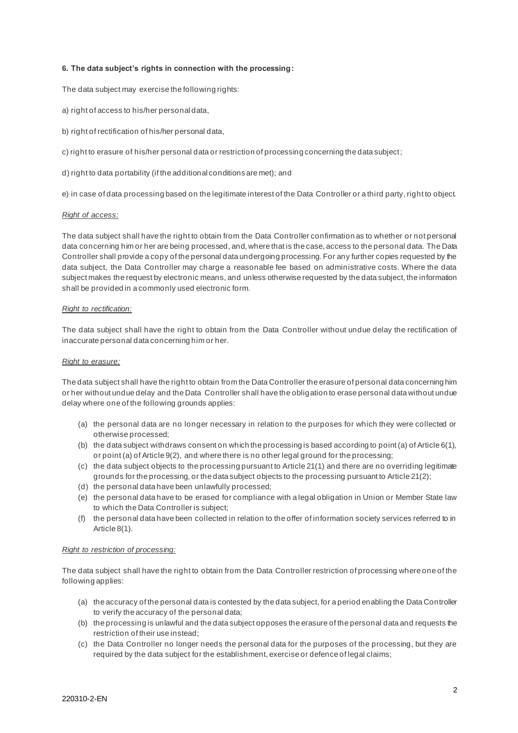**6. The data subject's rights in connection with the processing:**

The data subject may exercise the following rights:

a) right of access to his/her personal data,

b) right of rectification of his/her personal data,

c) right to erasure of his/her personal data or restriction of processing concerning the data subject;

d) right to data portability (if the additional conditions are met); and

e) in case of data processing based on the legitimate interest of the Data Controller or a third party, right to object.

*Right of access:*

The data subject shall have the right to obtain from the Data Controller confirmation as to whether or not personal data concerning him or her are being processed, and, where that is the case, access to the personal data. The Data Controller shall provide a copy of the personal data undergoing processing. For any further copies requested by the data subject, the Data Controller may charge a reasonable fee based on administrative costs. Where the data subject makes the request by electronic means, and unless otherwise requested by the data subject, the information shall be provided in a commonly used electronic form.

*Right to rectification:*

The data subject shall have the right to obtain from the Data Controller without undue delay the rectification of inaccurate personal data concerning him or her.

*Right to erasure:*

The data subject shall have the right to obtain from the Data Controller the erasure of personal data concerning him or her without undue delay and the Data Controller shall have the obligation to erase personal data without undue delay where one of the following grounds applies:

(a) the personal data are no longer necessary in relation to the purposes for which they were collected or otherwise processed;
(b) the data subject withdraws consent on which the processing is based according to point (a) of Article 6(1), or point (a) of Article 9(2), and where there is no other legal ground for the processing;
(c) the data subject objects to the processing pursuant to Article 21(1) and there are no overriding legitimate grounds for the processing, or the data subject objects to the processing pursuant to Article 21(2);
(d) the personal data have been unlawfully processed;
(e) the personal data have to be erased for compliance with a legal obligation in Union or Member State law to which the Data Controller is subject;
(f) the personal data have been collected in relation to the offer of information society services referred to in Article 8(1).

*Right to restriction of processing:*

The data subject shall have the right to obtain from the Data Controller restriction of processing where one of the following applies:

(a) the accuracy of the personal data is contested by the data subject, for a period enabling the Data Controller to verify the accuracy of the personal data;
(b) the processing is unlawful and the data subject opposes the erasure of the personal data and requests the restriction of their use instead;
(c) the Data Controller no longer needs the personal data for the purposes of the processing, but they are required by the data subject for the establishment, exercise or defence of legal claims;

220310-2-EN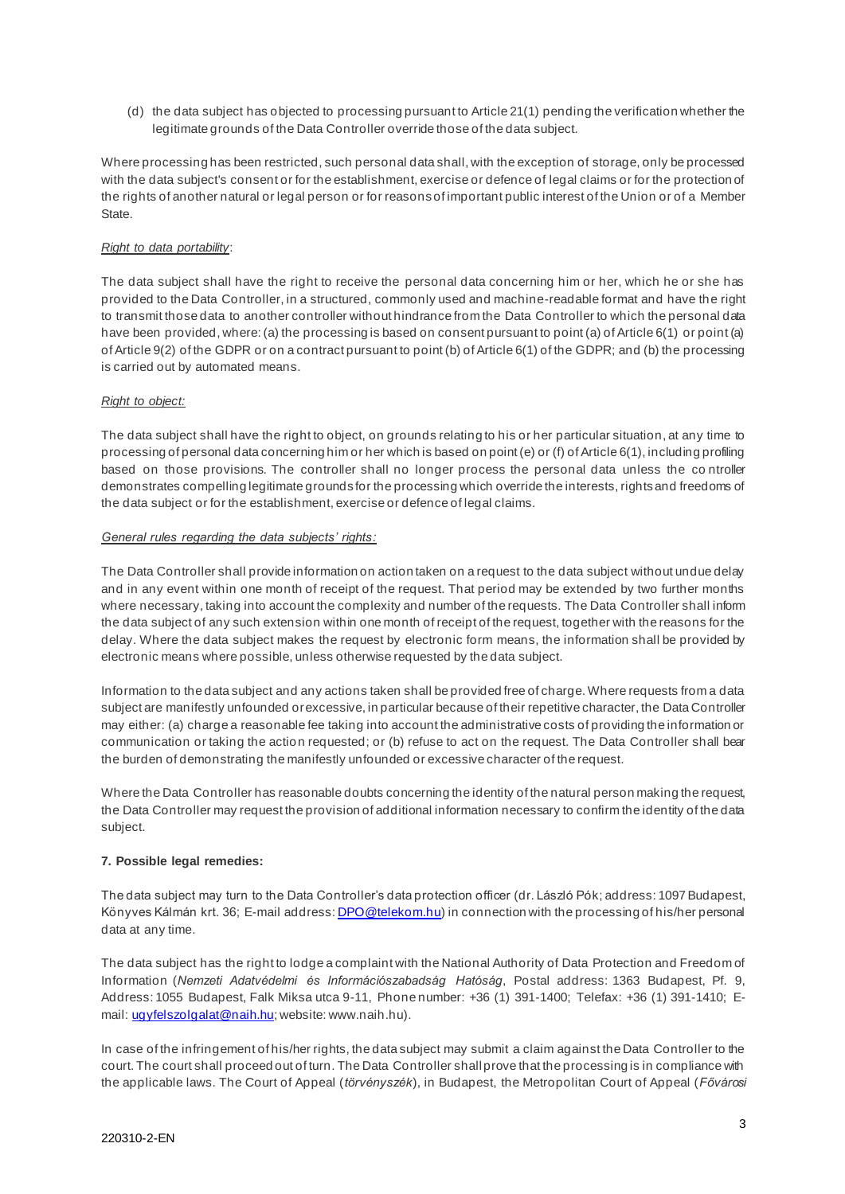(d) the data subject has objected to processing pursuant to Article 21(1) pending the verification whether the legitimate grounds of the Data Controller override those of the data subject.

Where processing has been restricted, such personal data shall, with the exception of storage, only be processed with the data subject's consent or for the establishment, exercise or defence of legal claims or for the protection of the rights of another natural or legal person or for reasons of important public interest of the Union or of a Member State.

*Right to data portability*:

The data subject shall have the right to receive the personal data concerning him or her, which he or she has provided to the Data Controller, in a structured, commonly used and machine-readable format and have the right to transmit those data to another controller without hindrance from the Data Controller to which the personal data have been provided, where: (a) the processing is based on consent pursuant to point (a) of Article 6(1) or point (a) of Article 9(2) of the GDPR or on a contract pursuant to point (b) of Article 6(1) of the GDPR; and (b) the processing is carried out by automated means.

*Right to object:*

The data subject shall have the right to object, on grounds relating to his or her particular situation, at any time to processing of personal data concerning him or her which is based on point (e) or (f) of Article 6(1), including profiling based on those provisions. The controller shall no longer process the personal data unless the controller demonstrates compelling legitimate grounds for the processing which override the interests, rights and freedoms of the data subject or for the establishment, exercise or defence of legal claims.

*General rules regarding the data subjects' rights:*

The Data Controller shall provide information on action taken on a request to the data subject without undue delay and in any event within one month of receipt of the request. That period may be extended by two further months where necessary, taking into account the complexity and number of the requests. The Data Controller shall inform the data subject of any such extension within one month of receipt of the request, together with the reasons for the delay. Where the data subject makes the request by electronic form means, the information shall be provided by electronic means where possible, unless otherwise requested by the data subject.

Information to the data subject and any actions taken shall be provided free of charge. Where requests from a data subject are manifestly unfounded or excessive, in particular because of their repetitive character, the Data Controller may either: (a) charge a reasonable fee taking into account the administrative costs of providing the information or communication or taking the action requested; or (b) refuse to act on the request. The Data Controller shall bear the burden of demonstrating the manifestly unfounded or excessive character of the request.

Where the Data Controller has reasonable doubts concerning the identity of the natural person making the request, the Data Controller may request the provision of additional information necessary to confirm the identity of the data subject.

**7. Possible legal remedies:**

The data subject may turn to the Data Controller's data protection officer (dr. László Pók; address: 1097 Budapest, Könyves Kálmán krt. 36; E-mail address: DPO@telekom.hu) in connection with the processing of his/her personal data at any time.

The data subject has the right to lodge a complaint with the National Authority of Data Protection and Freedom of Information (*Nemzeti Adatvédelmi és Információszabadság Hatóság*, Postal address: 1363 Budapest, Pf. 9, Address: 1055 Budapest, Falk Miksa utca 9-11, Phone number: +36 (1) 391-1400; Telefax: +36 (1) 391-1410; E-mail: ugyfelszolgalat@naih.hu; website: www.naih.hu).

In case of the infringement of his/her rights, the data subject may submit a claim against the Data Controller to the court. The court shall proceed out of turn. The Data Controller shall prove that the processing is in compliance with the applicable laws. The Court of Appeal (*törvényszék*), in Budapest, the Metropolitan Court of Appeal (*Fővárosi*

220310-2-EN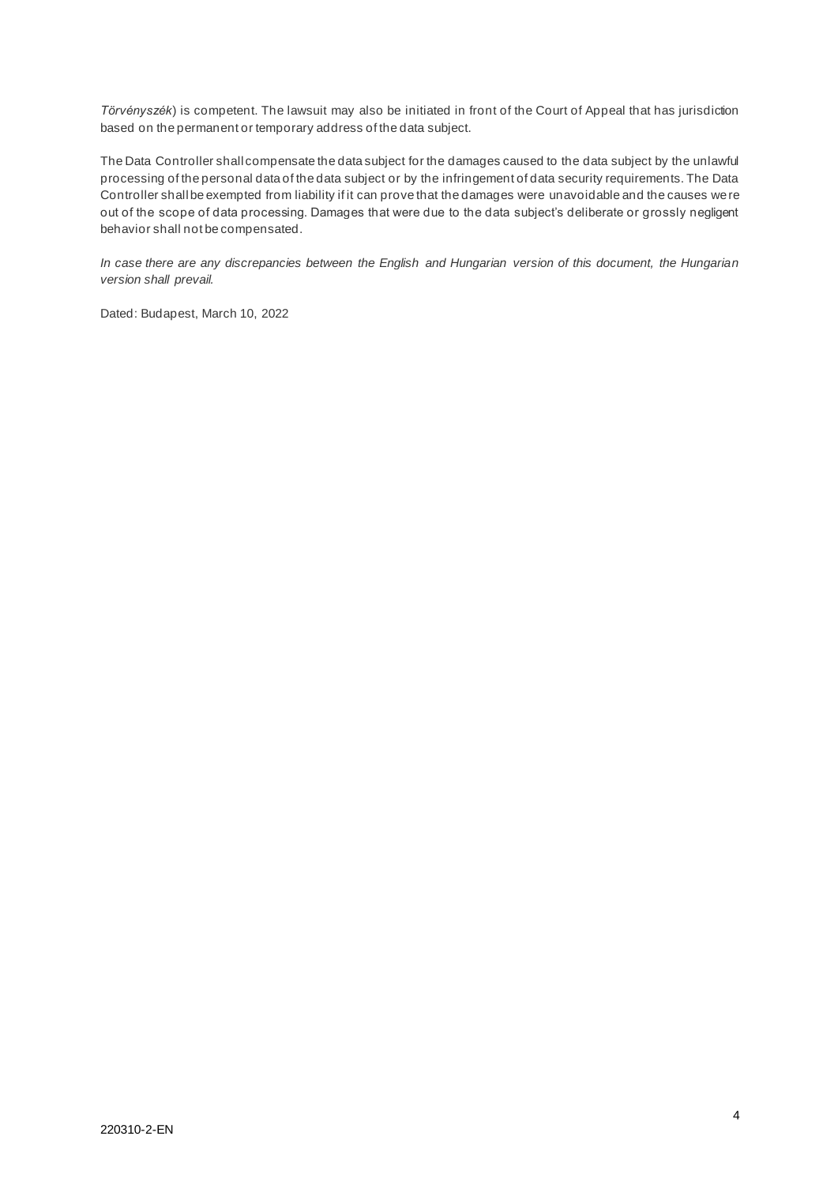*Törvényszék*) is competent. The lawsuit may also be initiated in front of the Court of Appeal that has jurisdiction based on the permanent or temporary address of the data subject.

The Data Controller shall compensate the data subject for the damages caused to the data subject by the unlawful processing of the personal data of the data subject or by the infringement of data security requirements. The Data Controller shall be exempted from liability if it can prove that the damages were unavoidable and the causes were out of the scope of data processing. Damages that were due to the data subject's deliberate or grossly negligent behavior shall not be compensated.

*In case there are any discrepancies between the English and Hungarian version of this document, the Hungarian version shall prevail.*

Dated: Budapest, March 10, 2022

220310-2-EN